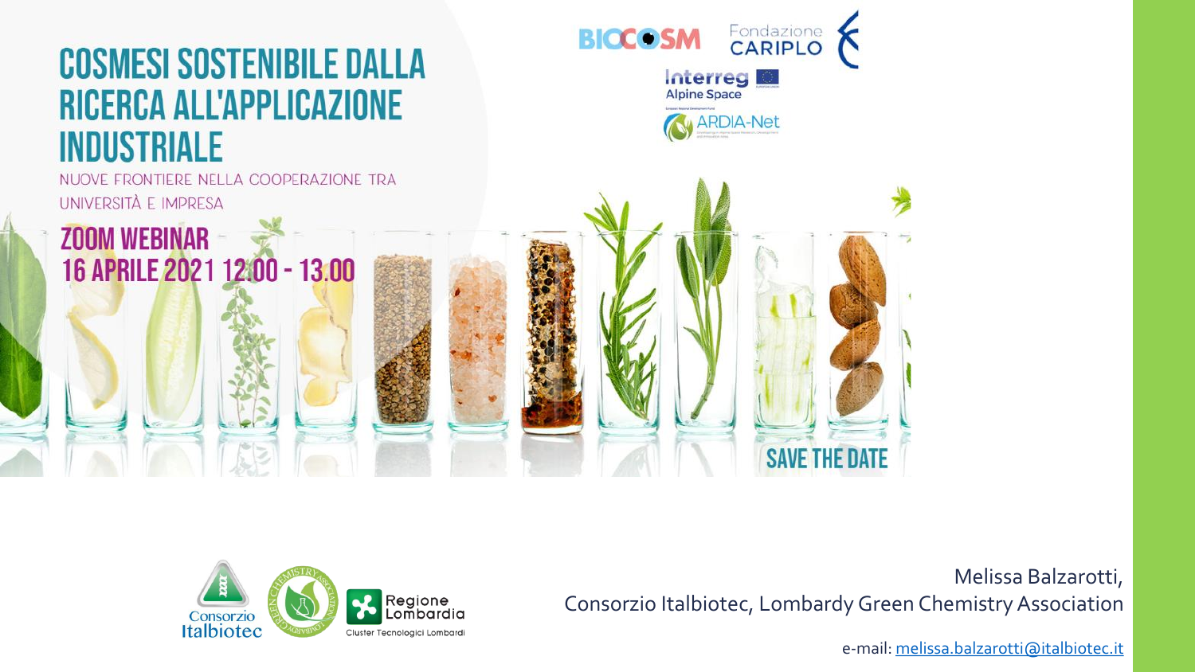# COSMESI SOSTENIBILE DALLA RICERCA ALL'APPLICAZIONE INDUSTRIALE

NUOVE FRONTIERE NELLA COOPERAZIONE TRA UNIVERSITÀ E IMPRESA

**ZOOM WEBINAR**

**16 APRILE 2021 12.00 - 13.00**

BIOCOSM

Fondazione CARIPLO

Interreg Alpine Space

ARDIA-Net

SAVE THE DATE

Consorzio Italbiotec

Regione Lombardia

Cluster Tecnologici Lombardi

Melissa Balzarotti,

Consorzio Italbiotec, Lombardy Green Chemistry Association

e-mail: melissa.balzarotti@italbiotec.it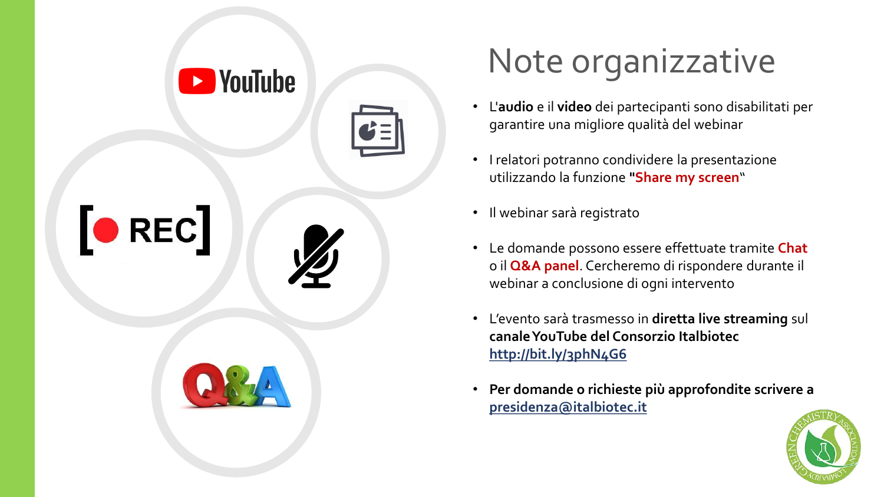# Note organizzative

- L'**audio** e il **video** dei partecipanti sono disabilitati per garantire una migliore qualità del webinar
- I relatori potranno condividere la presentazione utilizzando la funzione **"Share my screen**"
- Il webinar sarà registrato
- Le domande possono essere effettuate tramite **Chat** o il **Q&A panel**. Cercheremo di rispondere durante il webinar a conclusione di ogni intervento
- L'evento sarà trasmesso in **diretta live streaming** sul **canale YouTube del Consorzio Italbiotec** **http://bit.ly/3phN4G6**
- **Per domande o richieste più approfondite scrivere a presidenza@italbiotec.it**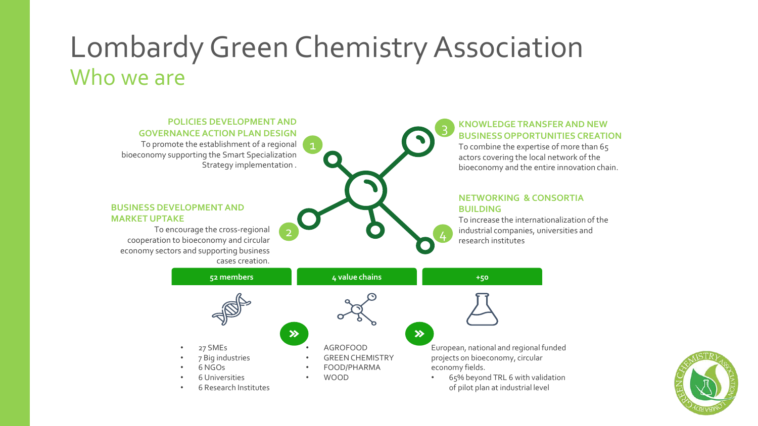# Lombardy Green Chemistry Association

## Who we are

### 1 POLICIES DEVELOPMENT AND GOVERNANCE ACTION PLAN DESIGN

To promote the establishment of a regional bioeconomy supporting the Smart Specialization Strategy implementation .

### 2 BUSINESS DEVELOPMENT AND MARKET UPTAKE

To encourage the cross-regional cooperation to bioeconomy and circular economy sectors and supporting business cases creation.

### 3 KNOWLEDGE TRANSFER AND NEW BUSINESS OPPORTUNITIES CREATION

To combine the expertise of more than 65 actors covering the local network of the bioeconomy and the entire innovation chain.

### 4 NETWORKING & CONSORTIA BUILDING

To increase the internationalization of the industrial companies, universities and research institutes

**52 members**

- 27 SMEs
- 7 Big industries
- 6 NGOs
- 6 Universities
- 6 Research Institutes

**4 value chains**

- AGROFOOD
- GREEN CHEMISTRY
- FOOD/PHARMA
- WOOD

**+50**

European, national and regional funded projects on bioeconomy, circular economy fields.

- 65% beyond TRL 6 with validation of pilot plan at industrial level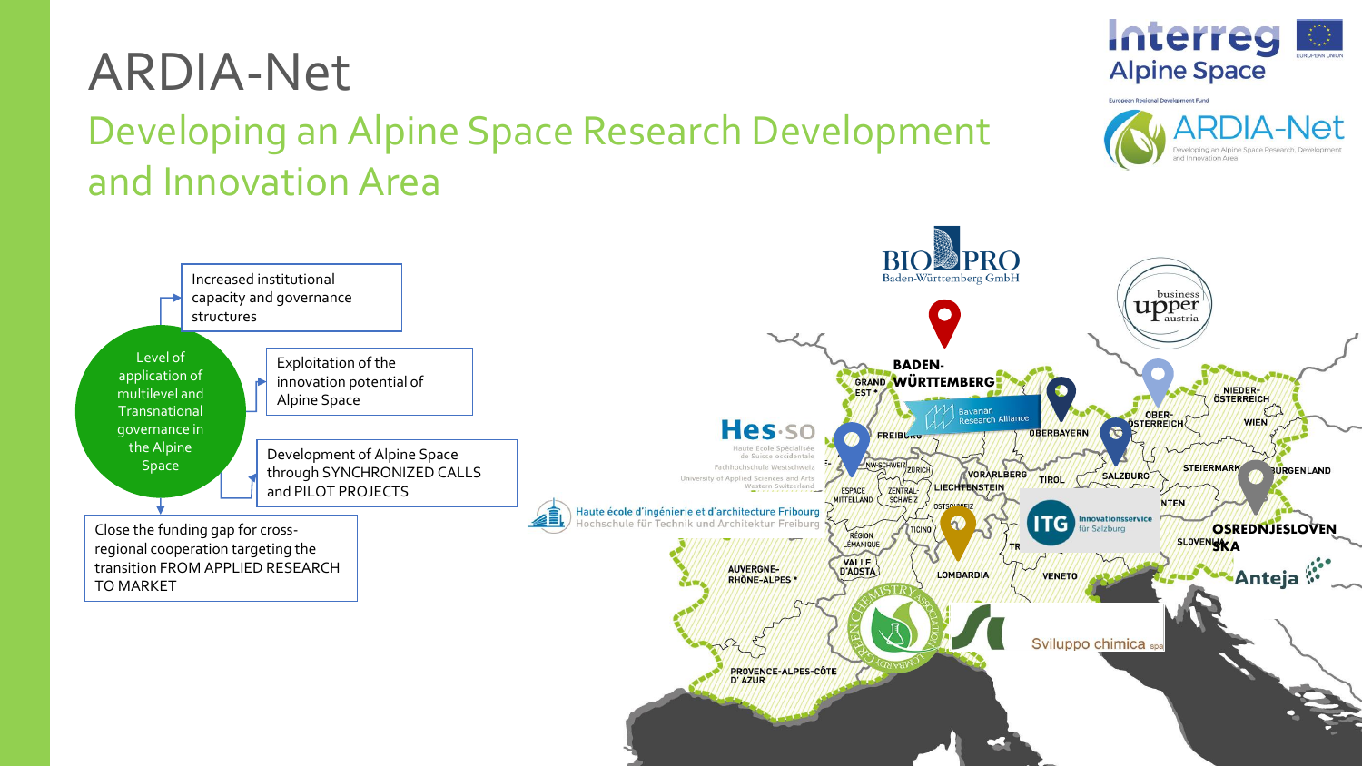# ARDIA-Net

## Developing an Alpine Space Research Development and Innovation Area

Level of application of multilevel and Transnational governance in the Alpine Space

- Increased institutional capacity and governance structures
- Exploitation of the innovation potential of Alpine Space
- Development of Alpine Space through SYNCHRONIZED CALLS and PILOT PROJECTS
- Close the funding gap for cross-regional cooperation targeting the transition FROM APPLIED RESEARCH TO MARKET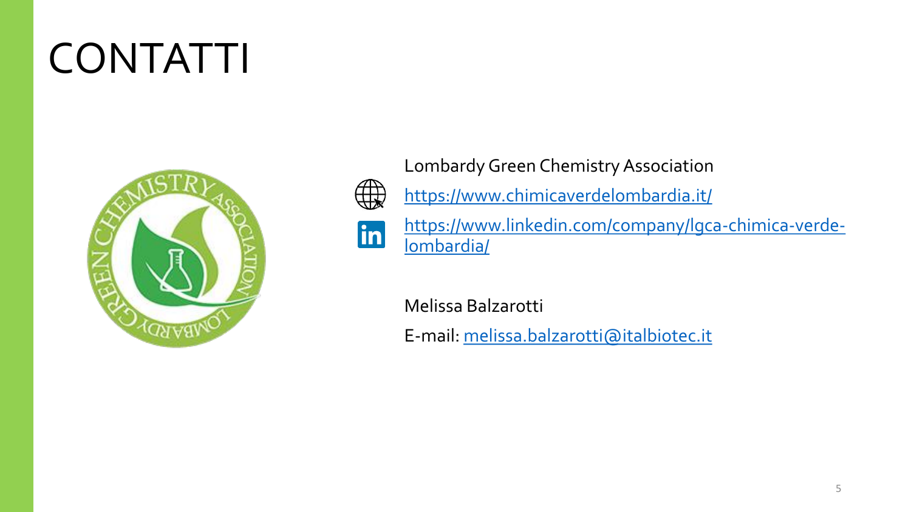# CONTATTI

Lombardy Green Chemistry Association

https://www.chimicaverdelombardia.it/

https://www.linkedin.com/company/lgca-chimica-verde-lombardia/

Melissa Balzarotti

E-mail: melissa.balzarotti@italbiotec.it